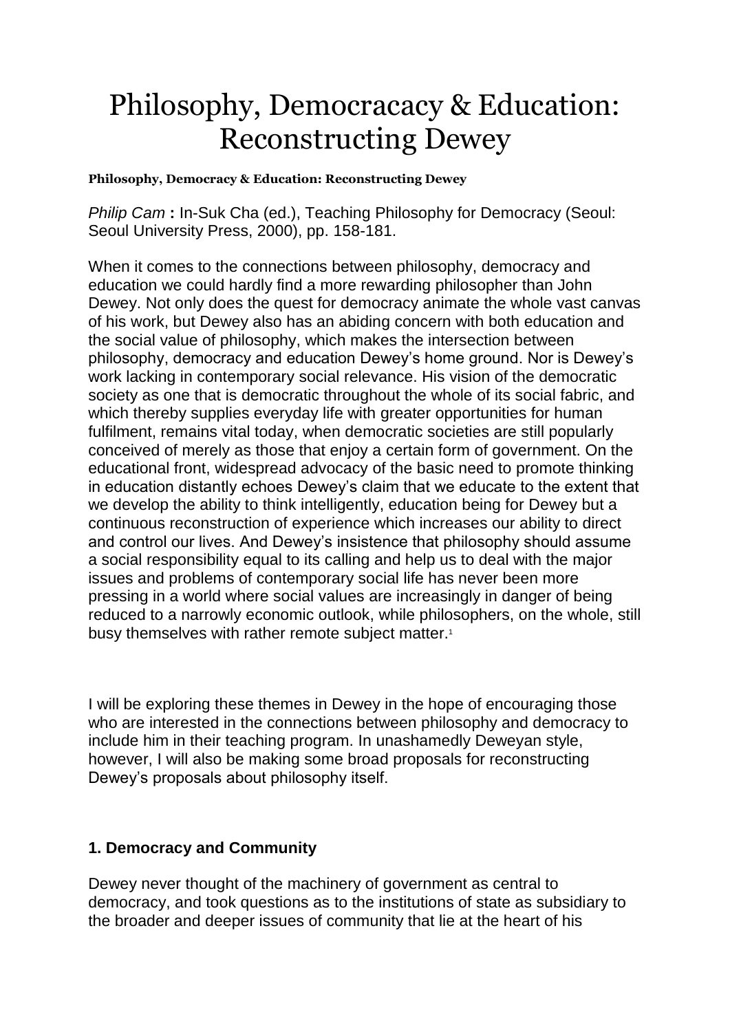# Philosophy, Democracacy & Education: Reconstructing Dewey

**Philosophy, Democracy & Education: Reconstructing Dewey**

*Philip Cam* **:** In-Suk Cha (ed.), Teaching Philosophy for Democracy (Seoul: Seoul University Press, 2000), pp. 158-181.

When it comes to the connections between philosophy, democracy and education we could hardly find a more rewarding philosopher than John Dewey. Not only does the quest for democracy animate the whole vast canvas of his work, but Dewey also has an abiding concern with both education and the social value of philosophy, which makes the intersection between philosophy, democracy and education Dewey's home ground. Nor is Dewey's work lacking in contemporary social relevance. His vision of the democratic society as one that is democratic throughout the whole of its social fabric, and which thereby supplies everyday life with greater opportunities for human fulfilment, remains vital today, when democratic societies are still popularly conceived of merely as those that enjoy a certain form of government. On the educational front, widespread advocacy of the basic need to promote thinking in education distantly echoes Dewey's claim that we educate to the extent that we develop the ability to think intelligently, education being for Dewey but a continuous reconstruction of experience which increases our ability to direct and control our lives. And Dewey's insistence that philosophy should assume a social responsibility equal to its calling and help us to deal with the major issues and problems of contemporary social life has never been more pressing in a world where social values are increasingly in danger of being reduced to a narrowly economic outlook, while philosophers, on the whole, still busy themselves with rather remote subject matter.[1]

I will be exploring these themes in Dewey in the hope of encouraging those who are interested in the connections between philosophy and democracy to include him in their teaching program. In unashamedly Deweyan style, however, I will also be making some broad proposals for reconstructing Dewey's proposals about philosophy itself.

## 1. Democracy and Community

Dewey never thought of the machinery of government as central to democracy, and took questions as to the institutions of state as subsidiary to the broader and deeper issues of community that lie at the heart of his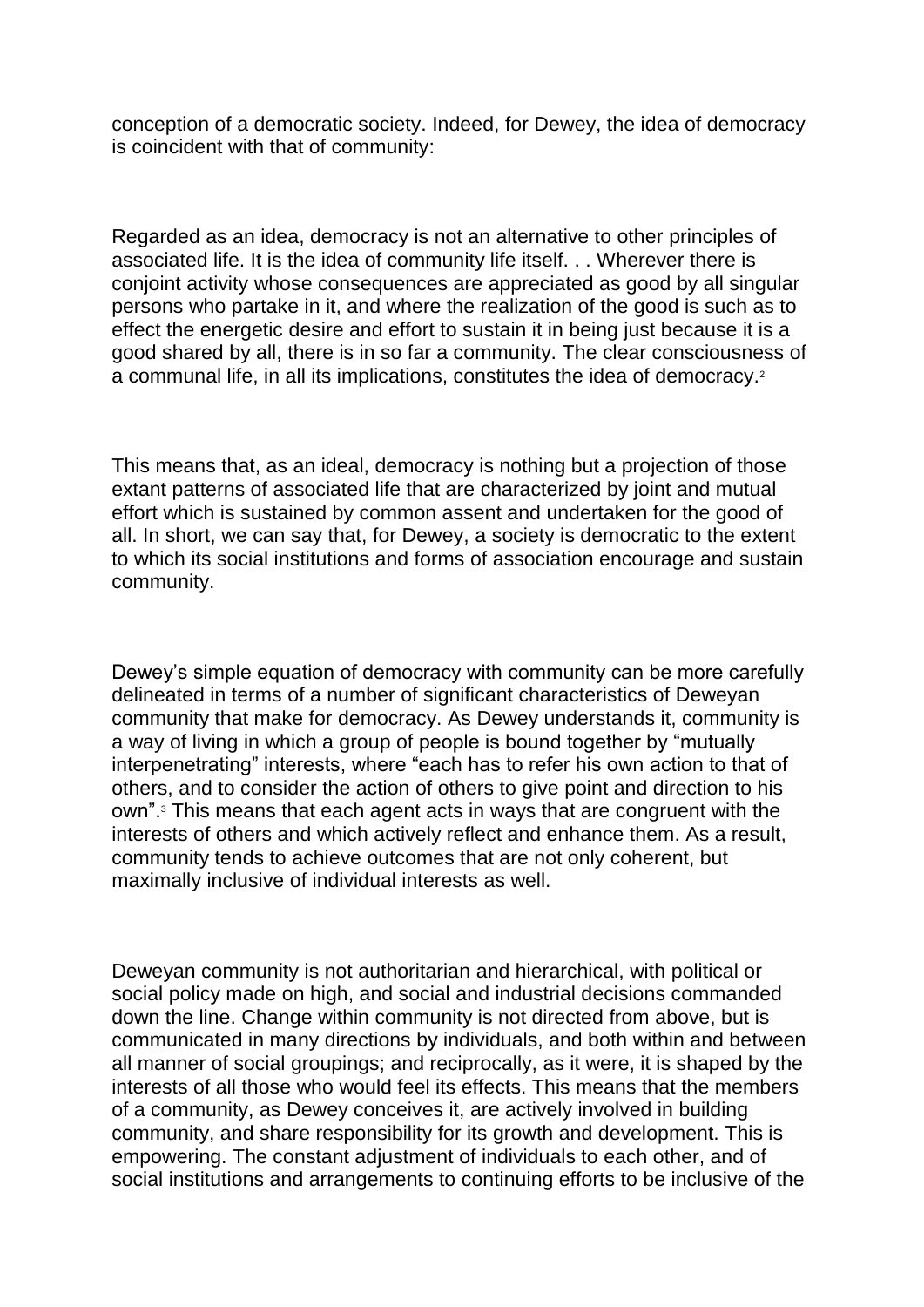conception of a democratic society. Indeed, for Dewey, the idea of democracy is coincident with that of community:

> Regarded as an idea, democracy is not an alternative to other principles of associated life. It is the idea of community life itself. . . Wherever there is conjoint activity whose consequences are appreciated as good by all singular persons who partake in it, and where the realization of the good is such as to effect the energetic desire and effort to sustain it in being just because it is a good shared by all, there is in so far a community. The clear consciousness of a communal life, in all its implications, constitutes the idea of democracy.[2]

This means that, as an ideal, democracy is nothing but a projection of those extant patterns of associated life that are characterized by joint and mutual effort which is sustained by common assent and undertaken for the good of all. In short, we can say that, for Dewey, a society is democratic to the extent to which its social institutions and forms of association encourage and sustain community.

Dewey's simple equation of democracy with community can be more carefully delineated in terms of a number of significant characteristics of Deweyan community that make for democracy. As Dewey understands it, community is a way of living in which a group of people is bound together by "mutually interpenetrating" interests, where "each has to refer his own action to that of others, and to consider the action of others to give point and direction to his own".[3] This means that each agent acts in ways that are congruent with the interests of others and which actively reflect and enhance them. As a result, community tends to achieve outcomes that are not only coherent, but maximally inclusive of individual interests as well.

Deweyan community is not authoritarian and hierarchical, with political or social policy made on high, and social and industrial decisions commanded down the line. Change within community is not directed from above, but is communicated in many directions by individuals, and both within and between all manner of social groupings; and reciprocally, as it were, it is shaped by the interests of all those who would feel its effects. This means that the members of a community, as Dewey conceives it, are actively involved in building community, and share responsibility for its growth and development. This is empowering. The constant adjustment of individuals to each other, and of social institutions and arrangements to continuing efforts to be inclusive of the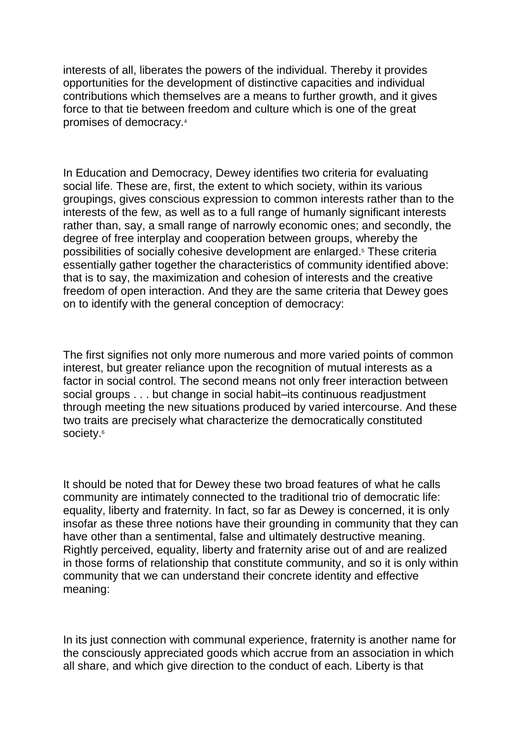interests of all, liberates the powers of the individual. Thereby it provides opportunities for the development of distinctive capacities and individual contributions which themselves are a means to further growth, and it gives force to that tie between freedom and culture which is one of the great promises of democracy.[4]

In Education and Democracy, Dewey identifies two criteria for evaluating social life. These are, first, the extent to which society, within its various groupings, gives conscious expression to common interests rather than to the interests of the few, as well as to a full range of humanly significant interests rather than, say, a small range of narrowly economic ones; and secondly, the degree of free interplay and cooperation between groups, whereby the possibilities of socially cohesive development are enlarged.[5] These criteria essentially gather together the characteristics of community identified above: that is to say, the maximization and cohesion of interests and the creative freedom of open interaction. And they are the same criteria that Dewey goes on to identify with the general conception of democracy:

The first signifies not only more numerous and more varied points of common interest, but greater reliance upon the recognition of mutual interests as a factor in social control. The second means not only freer interaction between social groups . . . but change in social habit–its continuous readjustment through meeting the new situations produced by varied intercourse. And these two traits are precisely what characterize the democratically constituted society.[6]

It should be noted that for Dewey these two broad features of what he calls community are intimately connected to the traditional trio of democratic life: equality, liberty and fraternity. In fact, so far as Dewey is concerned, it is only insofar as these three notions have their grounding in community that they can have other than a sentimental, false and ultimately destructive meaning. Rightly perceived, equality, liberty and fraternity arise out of and are realized in those forms of relationship that constitute community, and so it is only within community that we can understand their concrete identity and effective meaning:

In its just connection with communal experience, fraternity is another name for the consciously appreciated goods which accrue from an association in which all share, and which give direction to the conduct of each. Liberty is that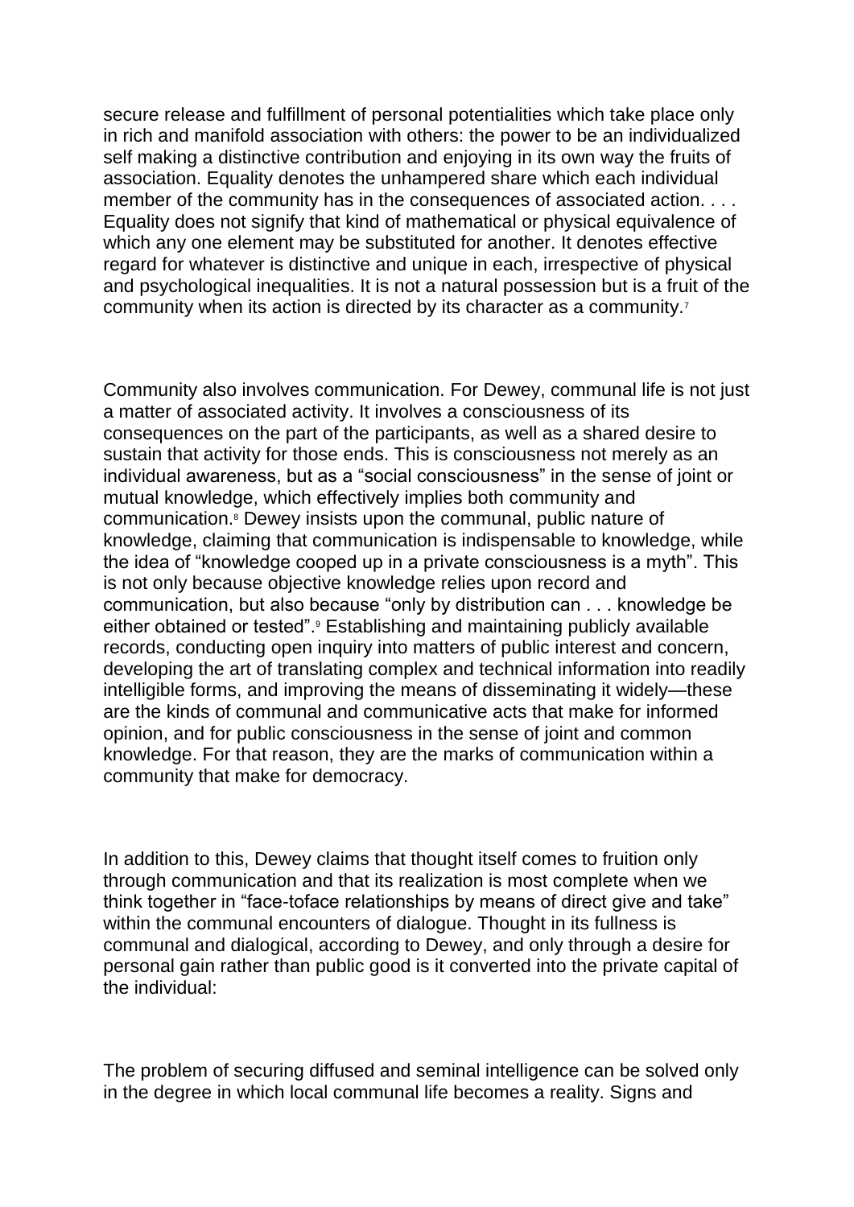secure release and fulfillment of personal potentialities which take place only in rich and manifold association with others: the power to be an individualized self making a distinctive contribution and enjoying in its own way the fruits of association. Equality denotes the unhampered share which each individual member of the community has in the consequences of associated action. . . . Equality does not signify that kind of mathematical or physical equivalence of which any one element may be substituted for another. It denotes effective regard for whatever is distinctive and unique in each, irrespective of physical and psychological inequalities. It is not a natural possession but is a fruit of the community when its action is directed by its character as a community.[7]

Community also involves communication. For Dewey, communal life is not just a matter of associated activity. It involves a consciousness of its consequences on the part of the participants, as well as a shared desire to sustain that activity for those ends. This is consciousness not merely as an individual awareness, but as a "social consciousness" in the sense of joint or mutual knowledge, which effectively implies both community and communication.[8] Dewey insists upon the communal, public nature of knowledge, claiming that communication is indispensable to knowledge, while the idea of "knowledge cooped up in a private consciousness is a myth". This is not only because objective knowledge relies upon record and communication, but also because "only by distribution can . . . knowledge be either obtained or tested".[9] Establishing and maintaining publicly available records, conducting open inquiry into matters of public interest and concern, developing the art of translating complex and technical information into readily intelligible forms, and improving the means of disseminating it widely—these are the kinds of communal and communicative acts that make for informed opinion, and for public consciousness in the sense of joint and common knowledge. For that reason, they are the marks of communication within a community that make for democracy.

In addition to this, Dewey claims that thought itself comes to fruition only through communication and that its realization is most complete when we think together in "face-toface relationships by means of direct give and take" within the communal encounters of dialogue. Thought in its fullness is communal and dialogical, according to Dewey, and only through a desire for personal gain rather than public good is it converted into the private capital of the individual:

The problem of securing diffused and seminal intelligence can be solved only in the degree in which local communal life becomes a reality. Signs and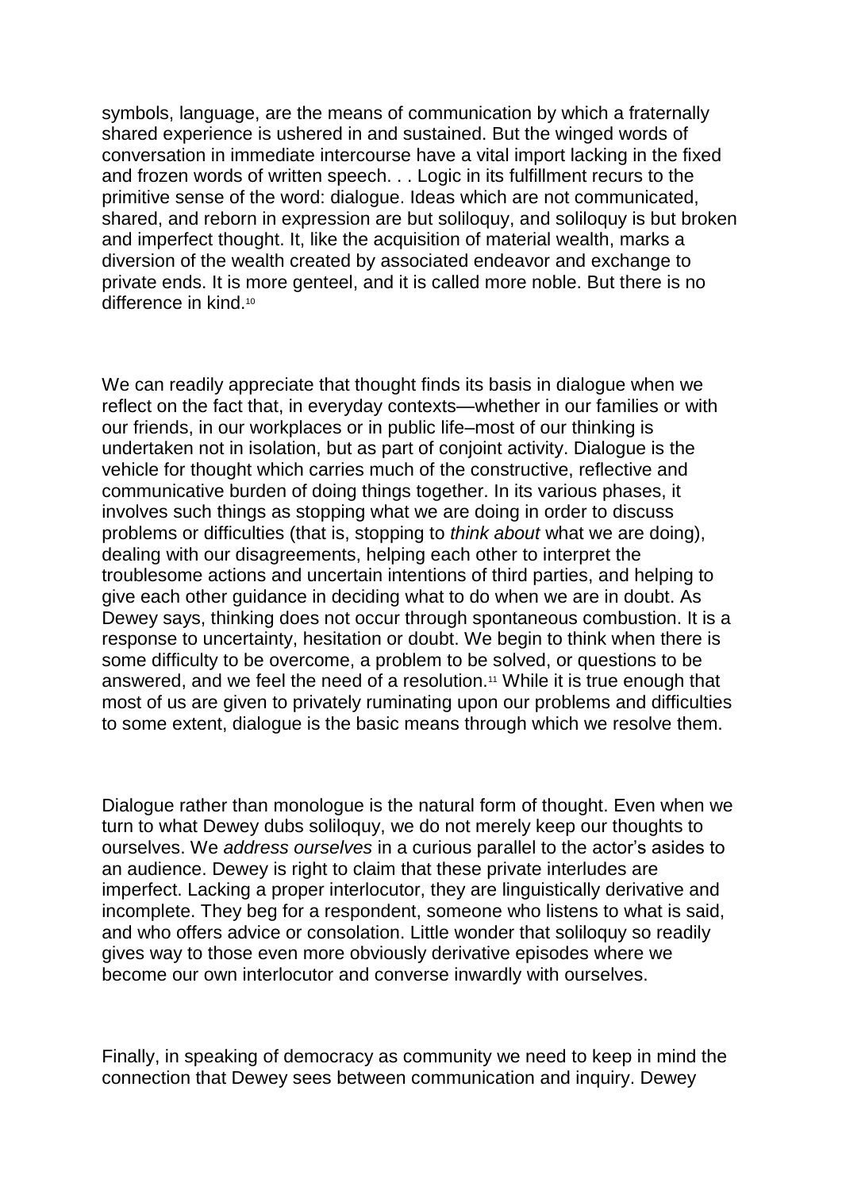symbols, language, are the means of communication by which a fraternally shared experience is ushered in and sustained. But the winged words of conversation in immediate intercourse have a vital import lacking in the fixed and frozen words of written speech. . . Logic in its fulfillment recurs to the primitive sense of the word: dialogue. Ideas which are not communicated, shared, and reborn in expression are but soliloquy, and soliloquy is but broken and imperfect thought. It, like the acquisition of material wealth, marks a diversion of the wealth created by associated endeavor and exchange to private ends. It is more genteel, and it is called more noble. But there is no difference in kind.[10]

We can readily appreciate that thought finds its basis in dialogue when we reflect on the fact that, in everyday contexts—whether in our families or with our friends, in our workplaces or in public life–most of our thinking is undertaken not in isolation, but as part of conjoint activity. Dialogue is the vehicle for thought which carries much of the constructive, reflective and communicative burden of doing things together. In its various phases, it involves such things as stopping what we are doing in order to discuss problems or difficulties (that is, stopping to *think about* what we are doing), dealing with our disagreements, helping each other to interpret the troublesome actions and uncertain intentions of third parties, and helping to give each other guidance in deciding what to do when we are in doubt. As Dewey says, thinking does not occur through spontaneous combustion. It is a response to uncertainty, hesitation or doubt. We begin to think when there is some difficulty to be overcome, a problem to be solved, or questions to be answered, and we feel the need of a resolution.[11] While it is true enough that most of us are given to privately ruminating upon our problems and difficulties to some extent, dialogue is the basic means through which we resolve them.

Dialogue rather than monologue is the natural form of thought. Even when we turn to what Dewey dubs soliloquy, we do not merely keep our thoughts to ourselves. We *address ourselves* in a curious parallel to the actor's asides to an audience. Dewey is right to claim that these private interludes are imperfect. Lacking a proper interlocutor, they are linguistically derivative and incomplete. They beg for a respondent, someone who listens to what is said, and who offers advice or consolation. Little wonder that soliloquy so readily gives way to those even more obviously derivative episodes where we become our own interlocutor and converse inwardly with ourselves.

Finally, in speaking of democracy as community we need to keep in mind the connection that Dewey sees between communication and inquiry. Dewey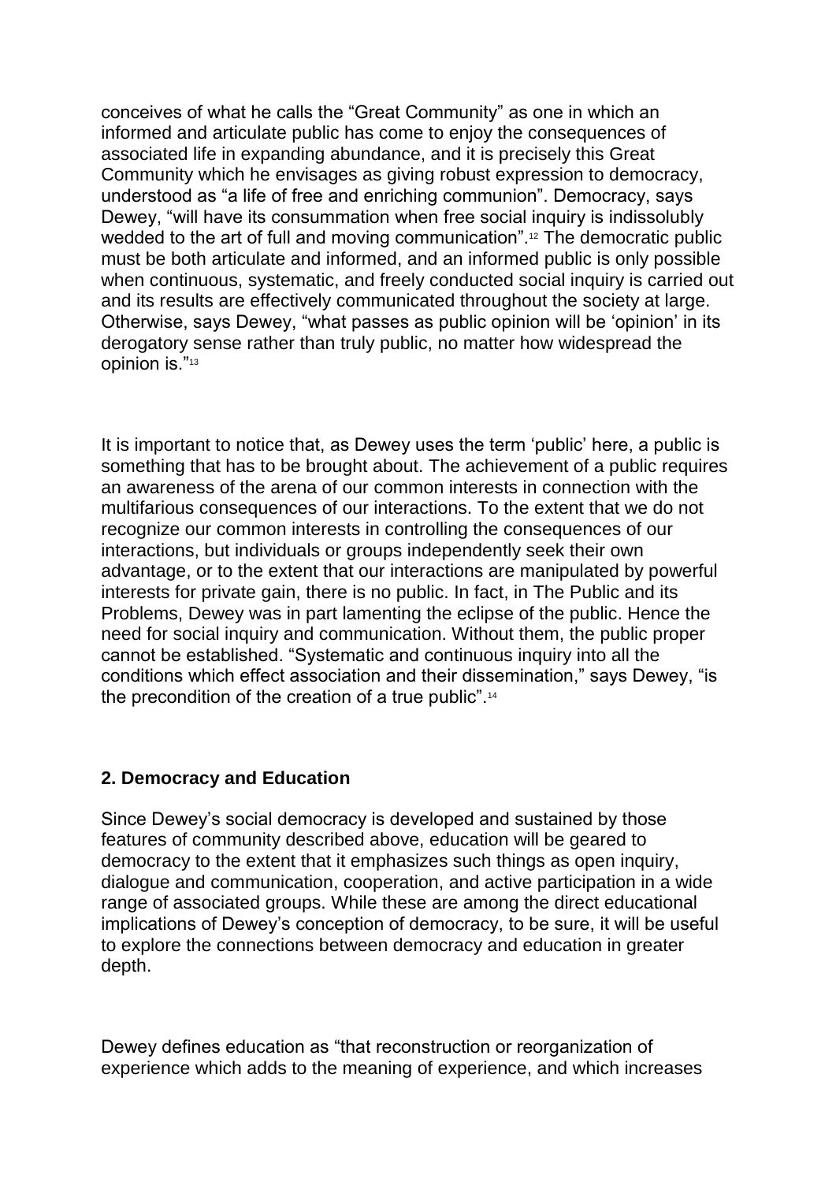conceives of what he calls the “Great Community” as one in which an informed and articulate public has come to enjoy the consequences of associated life in expanding abundance, and it is precisely this Great Community which he envisages as giving robust expression to democracy, understood as “a life of free and enriching communion”. Democracy, says Dewey, “will have its consummation when free social inquiry is indissolubly wedded to the art of full and moving communication”.[12] The democratic public must be both articulate and informed, and an informed public is only possible when continuous, systematic, and freely conducted social inquiry is carried out and its results are effectively communicated throughout the society at large. Otherwise, says Dewey, “what passes as public opinion will be ‘opinion’ in its derogatory sense rather than truly public, no matter how widespread the opinion is.”[13]

It is important to notice that, as Dewey uses the term ‘public’ here, a public is something that has to be brought about. The achievement of a public requires an awareness of the arena of our common interests in connection with the multifarious consequences of our interactions. To the extent that we do not recognize our common interests in controlling the consequences of our interactions, but individuals or groups independently seek their own advantage, or to the extent that our interactions are manipulated by powerful interests for private gain, there is no public. In fact, in The Public and its Problems, Dewey was in part lamenting the eclipse of the public. Hence the need for social inquiry and communication. Without them, the public proper cannot be established. “Systematic and continuous inquiry into all the conditions which effect association and their dissemination,” says Dewey, “is the precondition of the creation of a true public”.[14]

## 2. Democracy and Education

Since Dewey’s social democracy is developed and sustained by those features of community described above, education will be geared to democracy to the extent that it emphasizes such things as open inquiry, dialogue and communication, cooperation, and active participation in a wide range of associated groups. While these are among the direct educational implications of Dewey’s conception of democracy, to be sure, it will be useful to explore the connections between democracy and education in greater depth.

Dewey defines education as “that reconstruction or reorganization of experience which adds to the meaning of experience, and which increases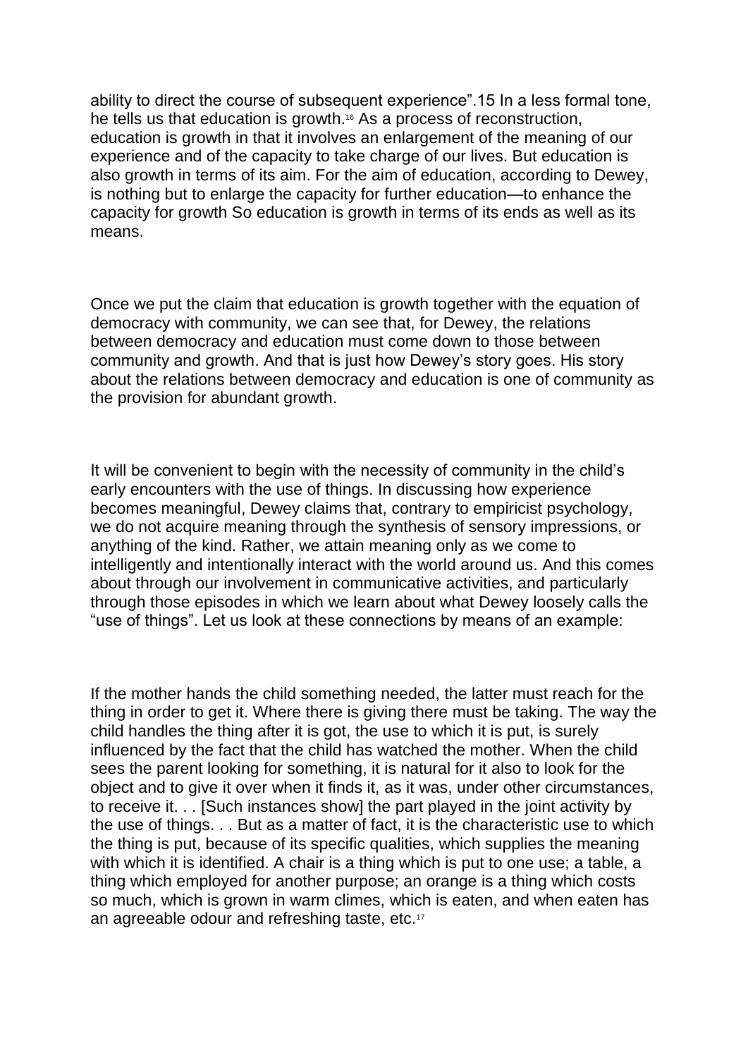ability to direct the course of subsequent experience".15 In a less formal tone, he tells us that education is growth.[16] As a process of reconstruction, education is growth in that it involves an enlargement of the meaning of our experience and of the capacity to take charge of our lives. But education is also growth in terms of its aim. For the aim of education, according to Dewey, is nothing but to enlarge the capacity for further education—to enhance the capacity for growth So education is growth in terms of its ends as well as its means.

Once we put the claim that education is growth together with the equation of democracy with community, we can see that, for Dewey, the relations between democracy and education must come down to those between community and growth. And that is just how Dewey's story goes. His story about the relations between democracy and education is one of community as the provision for abundant growth.

It will be convenient to begin with the necessity of community in the child's early encounters with the use of things. In discussing how experience becomes meaningful, Dewey claims that, contrary to empiricist psychology, we do not acquire meaning through the synthesis of sensory impressions, or anything of the kind. Rather, we attain meaning only as we come to intelligently and intentionally interact with the world around us. And this comes about through our involvement in communicative activities, and particularly through those episodes in which we learn about what Dewey loosely calls the "use of things". Let us look at these connections by means of an example:

If the mother hands the child something needed, the latter must reach for the thing in order to get it. Where there is giving there must be taking. The way the child handles the thing after it is got, the use to which it is put, is surely influenced by the fact that the child has watched the mother. When the child sees the parent looking for something, it is natural for it also to look for the object and to give it over when it finds it, as it was, under other circumstances, to receive it. . . [Such instances show] the part played in the joint activity by the use of things. . . But as a matter of fact, it is the characteristic use to which the thing is put, because of its specific qualities, which supplies the meaning with which it is identified. A chair is a thing which is put to one use; a table, a thing which employed for another purpose; an orange is a thing which costs so much, which is grown in warm climes, which is eaten, and when eaten has an agreeable odour and refreshing taste, etc.[17]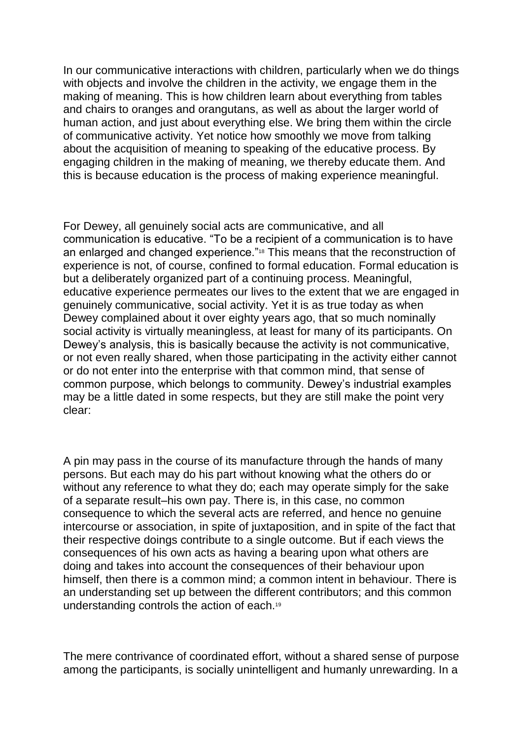In our communicative interactions with children, particularly when we do things with objects and involve the children in the activity, we engage them in the making of meaning. This is how children learn about everything from tables and chairs to oranges and orangutans, as well as about the larger world of human action, and just about everything else. We bring them within the circle of communicative activity. Yet notice how smoothly we move from talking about the acquisition of meaning to speaking of the educative process. By engaging children in the making of meaning, we thereby educate them. And this is because education is the process of making experience meaningful.

For Dewey, all genuinely social acts are communicative, and all communication is educative. “To be a recipient of a communication is to have an enlarged and changed experience.”[18] This means that the reconstruction of experience is not, of course, confined to formal education. Formal education is but a deliberately organized part of a continuing process. Meaningful, educative experience permeates our lives to the extent that we are engaged in genuinely communicative, social activity. Yet it is as true today as when Dewey complained about it over eighty years ago, that so much nominally social activity is virtually meaningless, at least for many of its participants. On Dewey’s analysis, this is basically because the activity is not communicative, or not even really shared, when those participating in the activity either cannot or do not enter into the enterprise with that common mind, that sense of common purpose, which belongs to community. Dewey’s industrial examples may be a little dated in some respects, but they are still make the point very clear:

> A pin may pass in the course of its manufacture through the hands of many persons. But each may do his part without knowing what the others do or without any reference to what they do; each may operate simply for the sake of a separate result–his own pay. There is, in this case, no common consequence to which the several acts are referred, and hence no genuine intercourse or association, in spite of juxtaposition, and in spite of the fact that their respective doings contribute to a single outcome. But if each views the consequences of his own acts as having a bearing upon what others are doing and takes into account the consequences of their behaviour upon himself, then there is a common mind; a common intent in behaviour. There is an understanding set up between the different contributors; and this common understanding controls the action of each.[19]

The mere contrivance of coordinated effort, without a shared sense of purpose among the participants, is socially unintelligent and humanly unrewarding. In a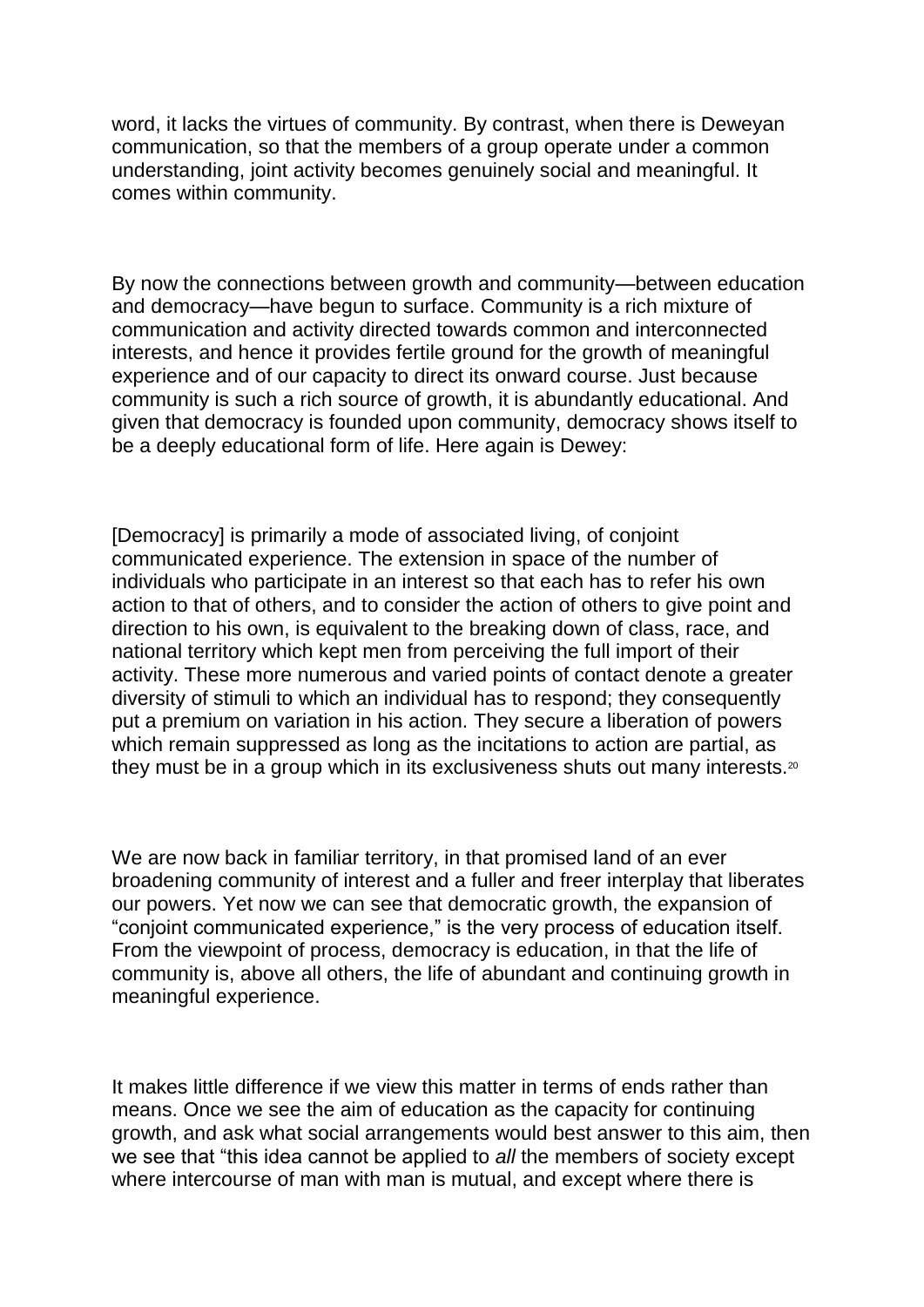word, it lacks the virtues of community. By contrast, when there is Deweyan communication, so that the members of a group operate under a common understanding, joint activity becomes genuinely social and meaningful. It comes within community.

By now the connections between growth and community—between education and democracy—have begun to surface. Community is a rich mixture of communication and activity directed towards common and interconnected interests, and hence it provides fertile ground for the growth of meaningful experience and of our capacity to direct its onward course. Just because community is such a rich source of growth, it is abundantly educational. And given that democracy is founded upon community, democracy shows itself to be a deeply educational form of life. Here again is Dewey:

[Democracy] is primarily a mode of associated living, of conjoint communicated experience. The extension in space of the number of individuals who participate in an interest so that each has to refer his own action to that of others, and to consider the action of others to give point and direction to his own, is equivalent to the breaking down of class, race, and national territory which kept men from perceiving the full import of their activity. These more numerous and varied points of contact denote a greater diversity of stimuli to which an individual has to respond; they consequently put a premium on variation in his action. They secure a liberation of powers which remain suppressed as long as the incitations to action are partial, as they must be in a group which in its exclusiveness shuts out many interests.[20]

We are now back in familiar territory, in that promised land of an ever broadening community of interest and a fuller and freer interplay that liberates our powers. Yet now we can see that democratic growth, the expansion of "conjoint communicated experience," is the very process of education itself. From the viewpoint of process, democracy is education, in that the life of community is, above all others, the life of abundant and continuing growth in meaningful experience.

It makes little difference if we view this matter in terms of ends rather than means. Once we see the aim of education as the capacity for continuing growth, and ask what social arrangements would best answer to this aim, then we see that "this idea cannot be applied to *all* the members of society except where intercourse of man with man is mutual, and except where there is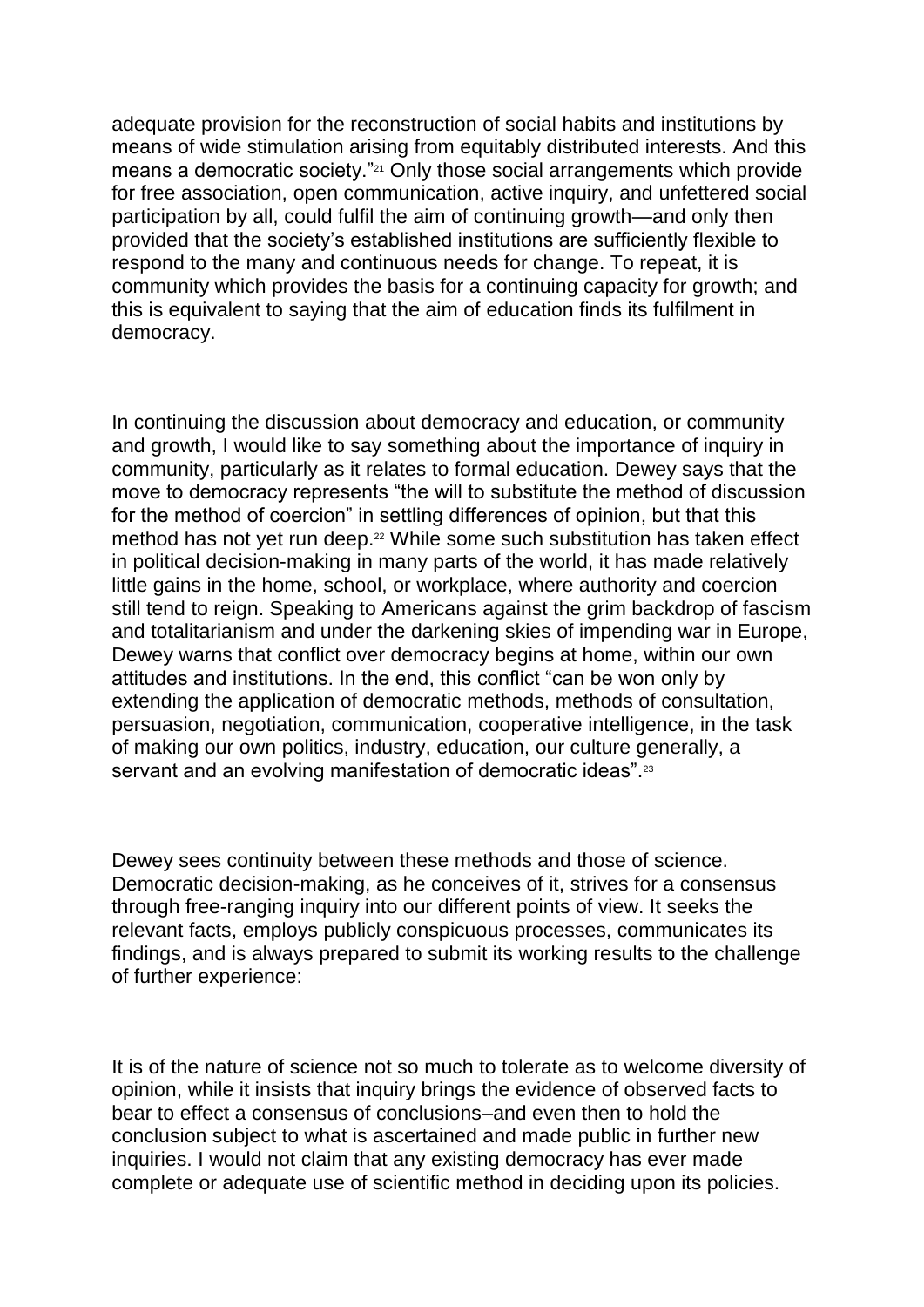adequate provision for the reconstruction of social habits and institutions by means of wide stimulation arising from equitably distributed interests. And this means a democratic society."[21] Only those social arrangements which provide for free association, open communication, active inquiry, and unfettered social participation by all, could fulfil the aim of continuing growth—and only then provided that the society's established institutions are sufficiently flexible to respond to the many and continuous needs for change. To repeat, it is community which provides the basis for a continuing capacity for growth; and this is equivalent to saying that the aim of education finds its fulfilment in democracy.

In continuing the discussion about democracy and education, or community and growth, I would like to say something about the importance of inquiry in community, particularly as it relates to formal education. Dewey says that the move to democracy represents "the will to substitute the method of discussion for the method of coercion" in settling differences of opinion, but that this method has not yet run deep.[22] While some such substitution has taken effect in political decision-making in many parts of the world, it has made relatively little gains in the home, school, or workplace, where authority and coercion still tend to reign. Speaking to Americans against the grim backdrop of fascism and totalitarianism and under the darkening skies of impending war in Europe, Dewey warns that conflict over democracy begins at home, within our own attitudes and institutions. In the end, this conflict "can be won only by extending the application of democratic methods, methods of consultation, persuasion, negotiation, communication, cooperative intelligence, in the task of making our own politics, industry, education, our culture generally, a servant and an evolving manifestation of democratic ideas".[23]

Dewey sees continuity between these methods and those of science. Democratic decision-making, as he conceives of it, strives for a consensus through free-ranging inquiry into our different points of view. It seeks the relevant facts, employs publicly conspicuous processes, communicates its findings, and is always prepared to submit its working results to the challenge of further experience:

It is of the nature of science not so much to tolerate as to welcome diversity of opinion, while it insists that inquiry brings the evidence of observed facts to bear to effect a consensus of conclusions–and even then to hold the conclusion subject to what is ascertained and made public in further new inquiries. I would not claim that any existing democracy has ever made complete or adequate use of scientific method in deciding upon its policies.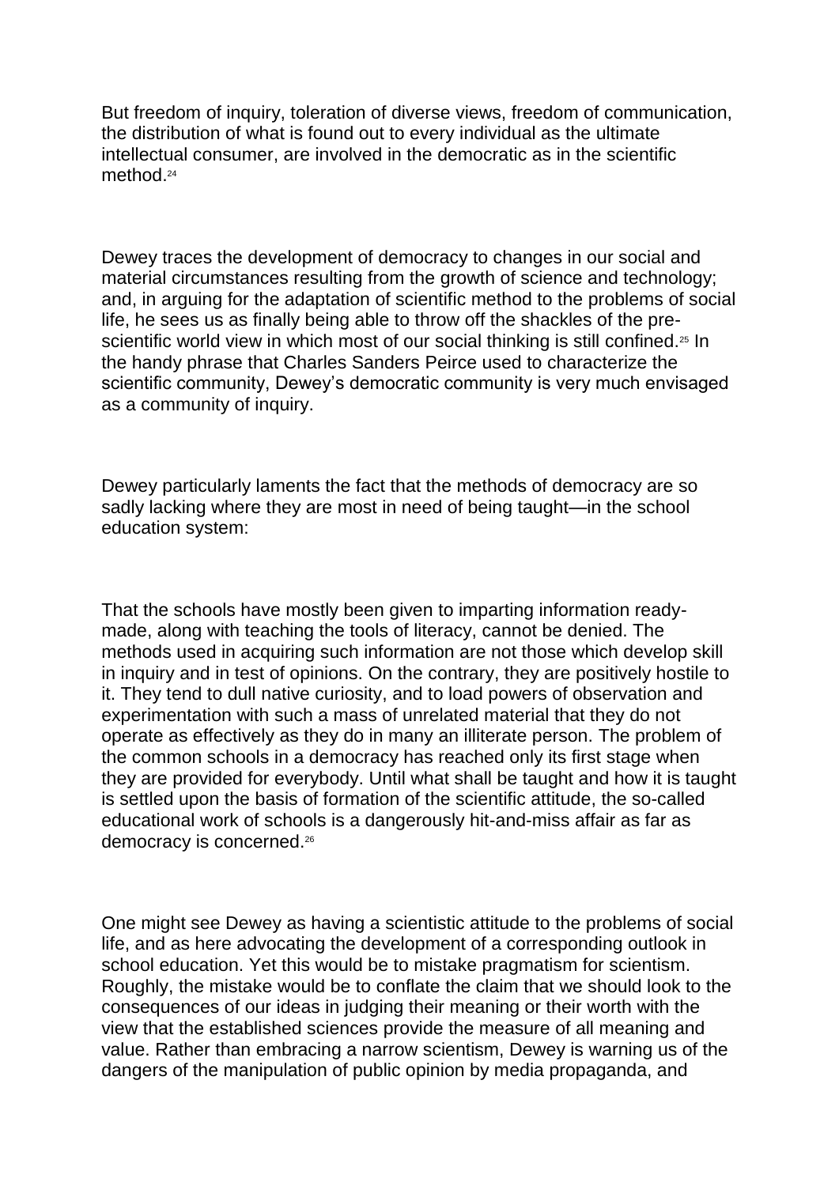But freedom of inquiry, toleration of diverse views, freedom of communication, the distribution of what is found out to every individual as the ultimate intellectual consumer, are involved in the democratic as in the scientific method.[24]

Dewey traces the development of democracy to changes in our social and material circumstances resulting from the growth of science and technology; and, in arguing for the adaptation of scientific method to the problems of social life, he sees us as finally being able to throw off the shackles of the pre-scientific world view in which most of our social thinking is still confined.[25] In the handy phrase that Charles Sanders Peirce used to characterize the scientific community, Dewey's democratic community is very much envisaged as a community of inquiry.

Dewey particularly laments the fact that the methods of democracy are so sadly lacking where they are most in need of being taught—in the school education system:

That the schools have mostly been given to imparting information ready-made, along with teaching the tools of literacy, cannot be denied. The methods used in acquiring such information are not those which develop skill in inquiry and in test of opinions. On the contrary, they are positively hostile to it. They tend to dull native curiosity, and to load powers of observation and experimentation with such a mass of unrelated material that they do not operate as effectively as they do in many an illiterate person. The problem of the common schools in a democracy has reached only its first stage when they are provided for everybody. Until what shall be taught and how it is taught is settled upon the basis of formation of the scientific attitude, the so-called educational work of schools is a dangerously hit-and-miss affair as far as democracy is concerned.[26]

One might see Dewey as having a scientistic attitude to the problems of social life, and as here advocating the development of a corresponding outlook in school education. Yet this would be to mistake pragmatism for scientism. Roughly, the mistake would be to conflate the claim that we should look to the consequences of our ideas in judging their meaning or their worth with the view that the established sciences provide the measure of all meaning and value. Rather than embracing a narrow scientism, Dewey is warning us of the dangers of the manipulation of public opinion by media propaganda, and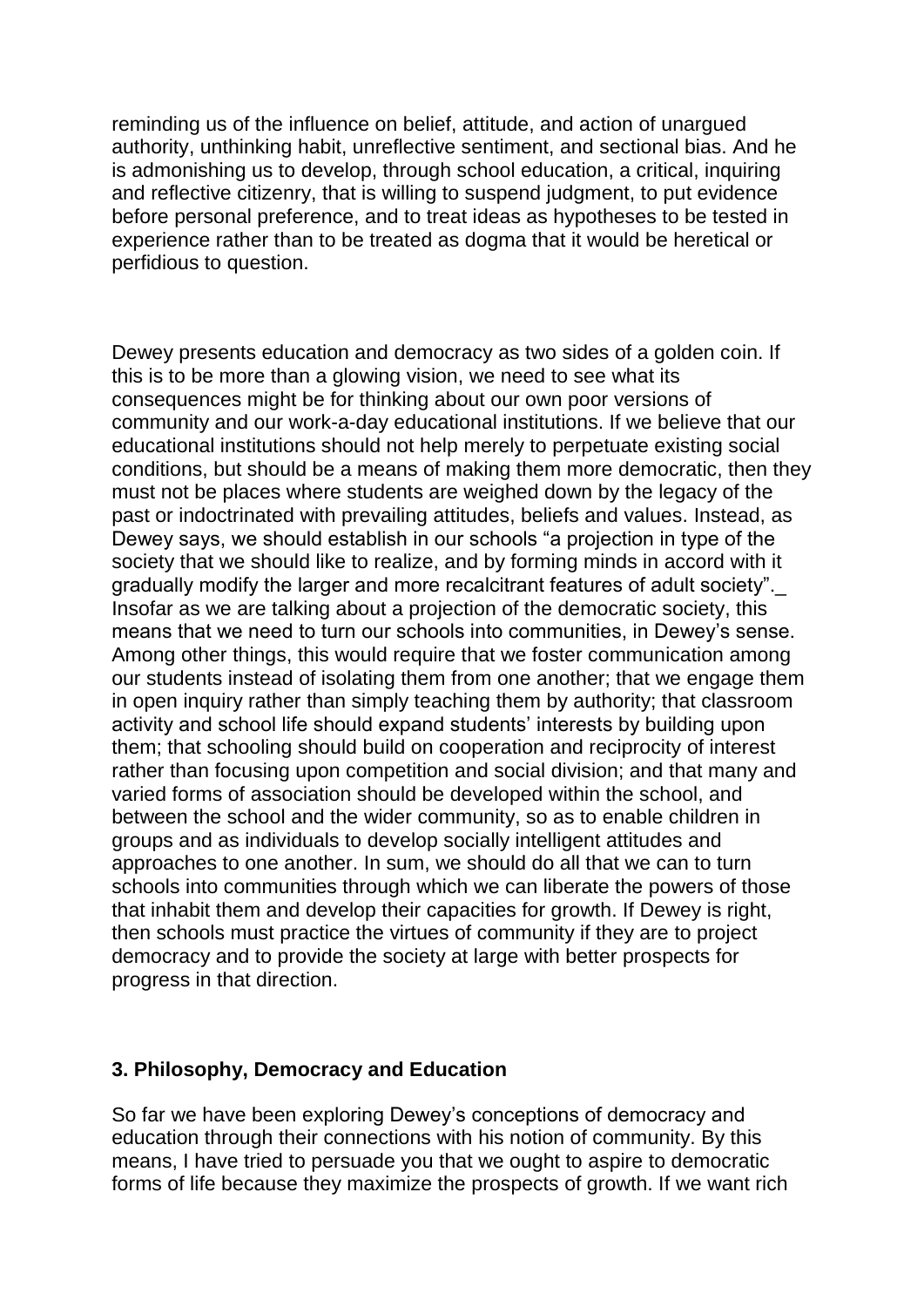reminding us of the influence on belief, attitude, and action of unargued authority, unthinking habit, unreflective sentiment, and sectional bias. And he is admonishing us to develop, through school education, a critical, inquiring and reflective citizenry, that is willing to suspend judgment, to put evidence before personal preference, and to treat ideas as hypotheses to be tested in experience rather than to be treated as dogma that it would be heretical or perfidious to question.

Dewey presents education and democracy as two sides of a golden coin. If this is to be more than a glowing vision, we need to see what its consequences might be for thinking about our own poor versions of community and our work-a-day educational institutions. If we believe that our educational institutions should not help merely to perpetuate existing social conditions, but should be a means of making them more democratic, then they must not be places where students are weighed down by the legacy of the past or indoctrinated with prevailing attitudes, beliefs and values. Instead, as Dewey says, we should establish in our schools "a projection in type of the society that we should like to realize, and by forming minds in accord with it gradually modify the larger and more recalcitrant features of adult society"._ Insofar as we are talking about a projection of the democratic society, this means that we need to turn our schools into communities, in Dewey's sense. Among other things, this would require that we foster communication among our students instead of isolating them from one another; that we engage them in open inquiry rather than simply teaching them by authority; that classroom activity and school life should expand students' interests by building upon them; that schooling should build on cooperation and reciprocity of interest rather than focusing upon competition and social division; and that many and varied forms of association should be developed within the school, and between the school and the wider community, so as to enable children in groups and as individuals to develop socially intelligent attitudes and approaches to one another. In sum, we should do all that we can to turn schools into communities through which we can liberate the powers of those that inhabit them and develop their capacities for growth. If Dewey is right, then schools must practice the virtues of community if they are to project democracy and to provide the society at large with better prospects for progress in that direction.

## 3. Philosophy, Democracy and Education

So far we have been exploring Dewey's conceptions of democracy and education through their connections with his notion of community. By this means, I have tried to persuade you that we ought to aspire to democratic forms of life because they maximize the prospects of growth. If we want rich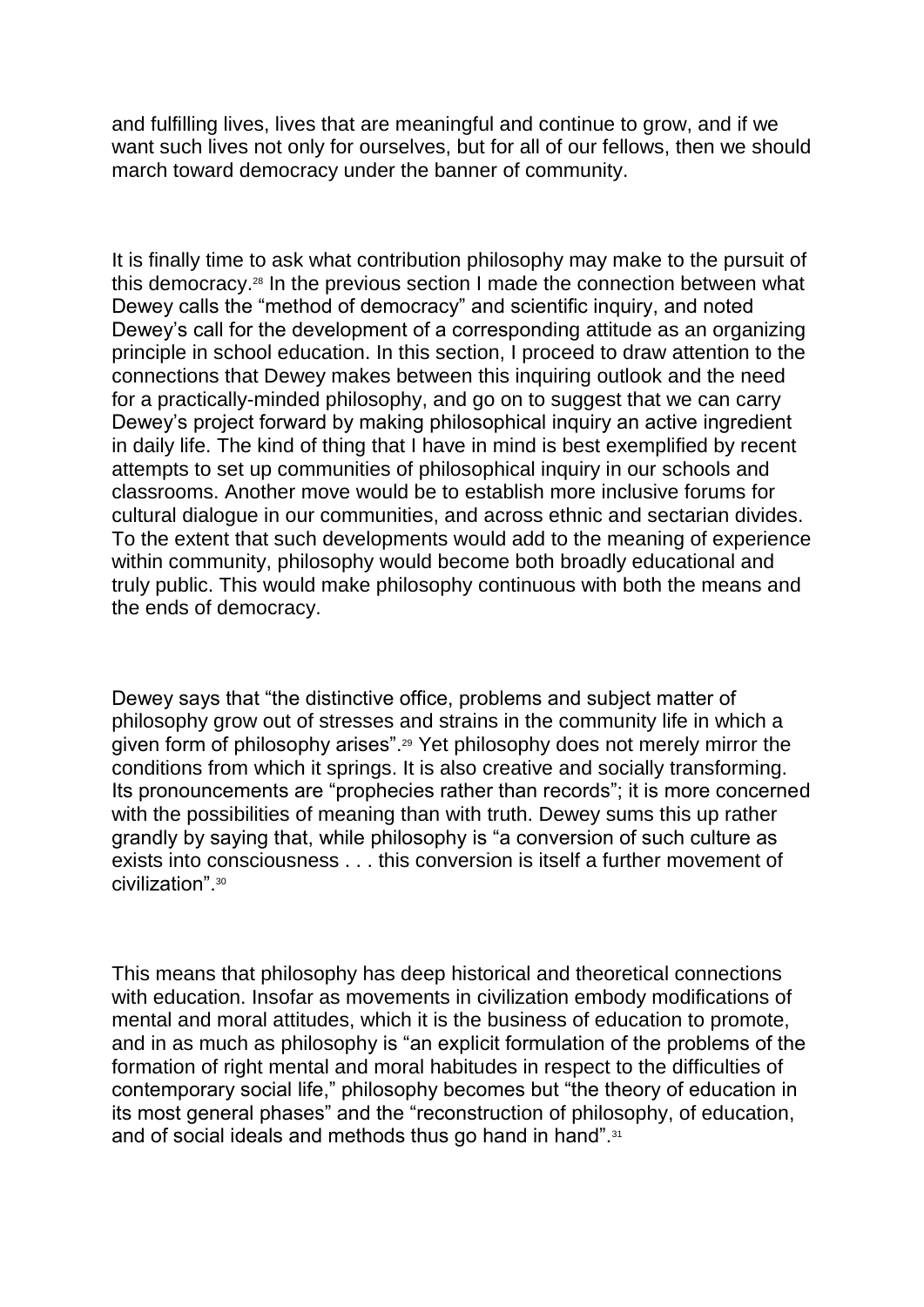and fulfilling lives, lives that are meaningful and continue to grow, and if we want such lives not only for ourselves, but for all of our fellows, then we should march toward democracy under the banner of community.

It is finally time to ask what contribution philosophy may make to the pursuit of this democracy.[28] In the previous section I made the connection between what Dewey calls the "method of democracy" and scientific inquiry, and noted Dewey's call for the development of a corresponding attitude as an organizing principle in school education. In this section, I proceed to draw attention to the connections that Dewey makes between this inquiring outlook and the need for a practically-minded philosophy, and go on to suggest that we can carry Dewey's project forward by making philosophical inquiry an active ingredient in daily life. The kind of thing that I have in mind is best exemplified by recent attempts to set up communities of philosophical inquiry in our schools and classrooms. Another move would be to establish more inclusive forums for cultural dialogue in our communities, and across ethnic and sectarian divides. To the extent that such developments would add to the meaning of experience within community, philosophy would become both broadly educational and truly public. This would make philosophy continuous with both the means and the ends of democracy.

Dewey says that "the distinctive office, problems and subject matter of philosophy grow out of stresses and strains in the community life in which a given form of philosophy arises".[29] Yet philosophy does not merely mirror the conditions from which it springs. It is also creative and socially transforming. Its pronouncements are "prophecies rather than records"; it is more concerned with the possibilities of meaning than with truth. Dewey sums this up rather grandly by saying that, while philosophy is "a conversion of such culture as exists into consciousness . . . this conversion is itself a further movement of civilization".[30]

This means that philosophy has deep historical and theoretical connections with education. Insofar as movements in civilization embody modifications of mental and moral attitudes, which it is the business of education to promote, and in as much as philosophy is "an explicit formulation of the problems of the formation of right mental and moral habitudes in respect to the difficulties of contemporary social life," philosophy becomes but "the theory of education in its most general phases" and the "reconstruction of philosophy, of education, and of social ideals and methods thus go hand in hand".[31]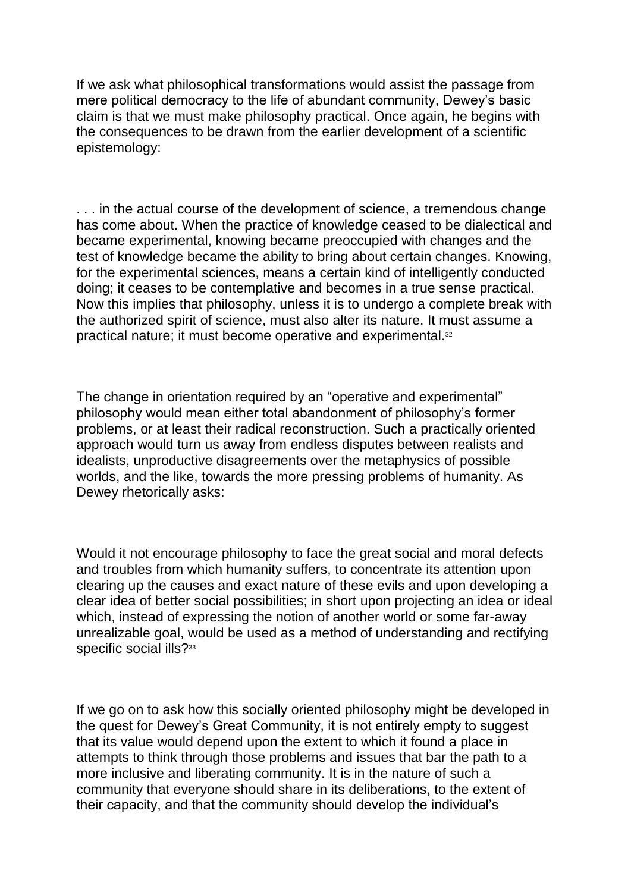If we ask what philosophical transformations would assist the passage from mere political democracy to the life of abundant community, Dewey's basic claim is that we must make philosophy practical. Once again, he begins with the consequences to be drawn from the earlier development of a scientific epistemology:

. . . in the actual course of the development of science, a tremendous change has come about. When the practice of knowledge ceased to be dialectical and became experimental, knowing became preoccupied with changes and the test of knowledge became the ability to bring about certain changes. Knowing, for the experimental sciences, means a certain kind of intelligently conducted doing; it ceases to be contemplative and becomes in a true sense practical. Now this implies that philosophy, unless it is to undergo a complete break with the authorized spirit of science, must also alter its nature. It must assume a practical nature; it must become operative and experimental.[32]

The change in orientation required by an "operative and experimental" philosophy would mean either total abandonment of philosophy's former problems, or at least their radical reconstruction. Such a practically oriented approach would turn us away from endless disputes between realists and idealists, unproductive disagreements over the metaphysics of possible worlds, and the like, towards the more pressing problems of humanity. As Dewey rhetorically asks:

Would it not encourage philosophy to face the great social and moral defects and troubles from which humanity suffers, to concentrate its attention upon clearing up the causes and exact nature of these evils and upon developing a clear idea of better social possibilities; in short upon projecting an idea or ideal which, instead of expressing the notion of another world or some far-away unrealizable goal, would be used as a method of understanding and rectifying specific social ills?[33]

If we go on to ask how this socially oriented philosophy might be developed in the quest for Dewey's Great Community, it is not entirely empty to suggest that its value would depend upon the extent to which it found a place in attempts to think through those problems and issues that bar the path to a more inclusive and liberating community. It is in the nature of such a community that everyone should share in its deliberations, to the extent of their capacity, and that the community should develop the individual's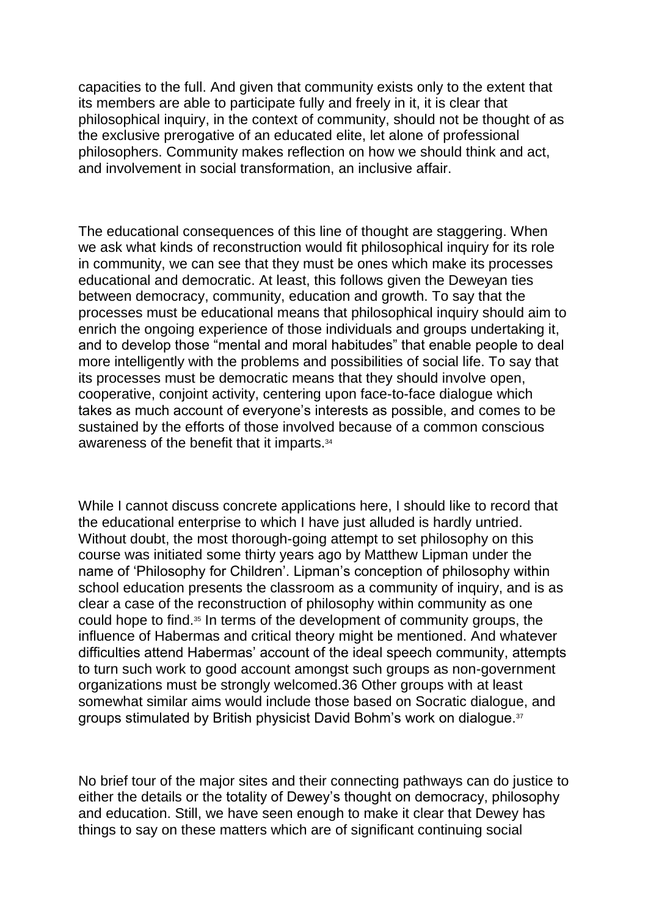capacities to the full. And given that community exists only to the extent that its members are able to participate fully and freely in it, it is clear that philosophical inquiry, in the context of community, should not be thought of as the exclusive prerogative of an educated elite, let alone of professional philosophers. Community makes reflection on how we should think and act, and involvement in social transformation, an inclusive affair.

The educational consequences of this line of thought are staggering. When we ask what kinds of reconstruction would fit philosophical inquiry for its role in community, we can see that they must be ones which make its processes educational and democratic. At least, this follows given the Deweyan ties between democracy, community, education and growth. To say that the processes must be educational means that philosophical inquiry should aim to enrich the ongoing experience of those individuals and groups undertaking it, and to develop those "mental and moral habitudes" that enable people to deal more intelligently with the problems and possibilities of social life. To say that its processes must be democratic means that they should involve open, cooperative, conjoint activity, centering upon face-to-face dialogue which takes as much account of everyone's interests as possible, and comes to be sustained by the efforts of those involved because of a common conscious awareness of the benefit that it imparts.[34]

While I cannot discuss concrete applications here, I should like to record that the educational enterprise to which I have just alluded is hardly untried. Without doubt, the most thorough-going attempt to set philosophy on this course was initiated some thirty years ago by Matthew Lipman under the name of 'Philosophy for Children'. Lipman's conception of philosophy within school education presents the classroom as a community of inquiry, and is as clear a case of the reconstruction of philosophy within community as one could hope to find.[35] In terms of the development of community groups, the influence of Habermas and critical theory might be mentioned. And whatever difficulties attend Habermas' account of the ideal speech community, attempts to turn such work to good account amongst such groups as non-government organizations must be strongly welcomed.36 Other groups with at least somewhat similar aims would include those based on Socratic dialogue, and groups stimulated by British physicist David Bohm's work on dialogue.[37]

No brief tour of the major sites and their connecting pathways can do justice to either the details or the totality of Dewey's thought on democracy, philosophy and education. Still, we have seen enough to make it clear that Dewey has things to say on these matters which are of significant continuing social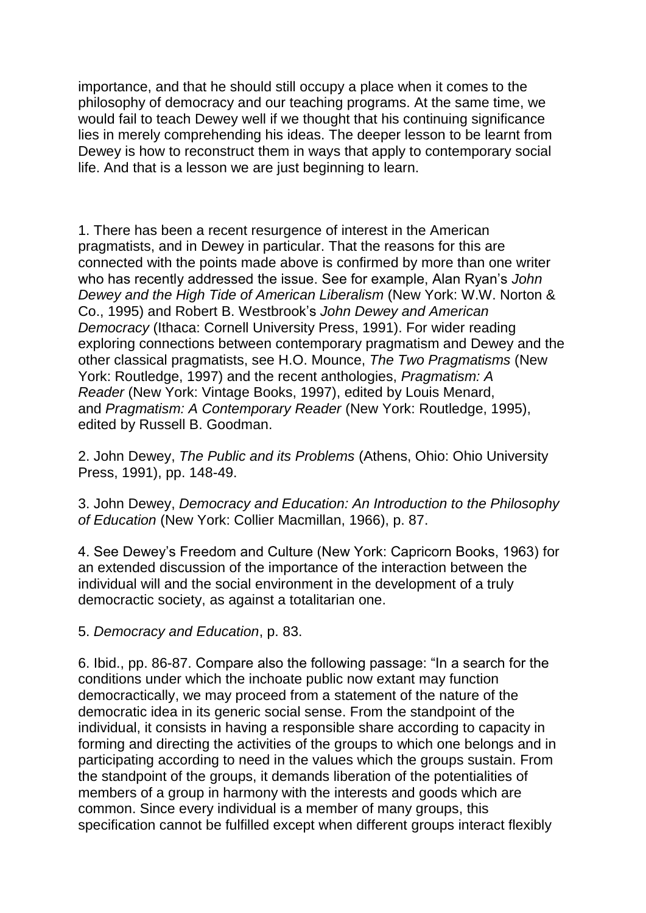importance, and that he should still occupy a place when it comes to the philosophy of democracy and our teaching programs. At the same time, we would fail to teach Dewey well if we thought that his continuing significance lies in merely comprehending his ideas. The deeper lesson to be learnt from Dewey is how to reconstruct them in ways that apply to contemporary social life. And that is a lesson we are just beginning to learn.

1. There has been a recent resurgence of interest in the American pragmatists, and in Dewey in particular. That the reasons for this are connected with the points made above is confirmed by more than one writer who has recently addressed the issue. See for example, Alan Ryan's *John Dewey and the High Tide of American Liberalism* (New York: W.W. Norton & Co., 1995) and Robert B. Westbrook's *John Dewey and American Democracy* (Ithaca: Cornell University Press, 1991). For wider reading exploring connections between contemporary pragmatism and Dewey and the other classical pragmatists, see H.O. Mounce, *The Two Pragmatisms* (New York: Routledge, 1997) and the recent anthologies, *Pragmatism: A Reader* (New York: Vintage Books, 1997), edited by Louis Menard, and *Pragmatism: A Contemporary Reader* (New York: Routledge, 1995), edited by Russell B. Goodman.

2. John Dewey, *The Public and its Problems* (Athens, Ohio: Ohio University Press, 1991), pp. 148-49.

3. John Dewey, *Democracy and Education: An Introduction to the Philosophy of Education* (New York: Collier Macmillan, 1966), p. 87.

4. See Dewey's Freedom and Culture (New York: Capricorn Books, 1963) for an extended discussion of the importance of the interaction between the individual will and the social environment in the development of a truly democractic society, as against a totalitarian one.

5. *Democracy and Education*, p. 83.

6. Ibid., pp. 86-87. Compare also the following passage: "In a search for the conditions under which the inchoate public now extant may function democractically, we may proceed from a statement of the nature of the democratic idea in its generic social sense. From the standpoint of the individual, it consists in having a responsible share according to capacity in forming and directing the activities of the groups to which one belongs and in participating according to need in the values which the groups sustain. From the standpoint of the groups, it demands liberation of the potentialities of members of a group in harmony with the interests and goods which are common. Since every individual is a member of many groups, this specification cannot be fulfilled except when different groups interact flexibly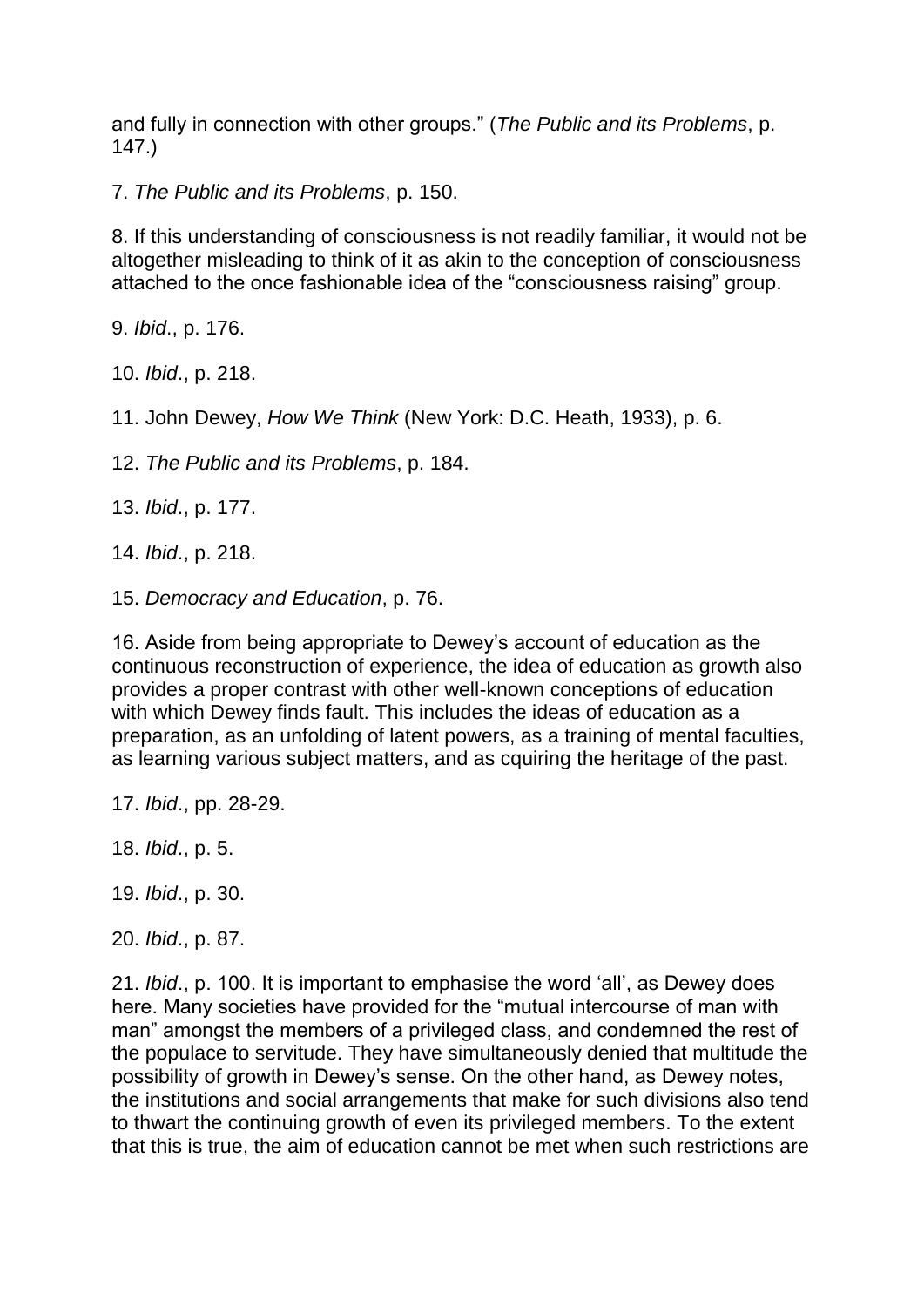and fully in connection with other groups." (*The Public and its Problems*, p. 147.)

7. *The Public and its Problems*, p. 150.

8. If this understanding of consciousness is not readily familiar, it would not be altogether misleading to think of it as akin to the conception of consciousness attached to the once fashionable idea of the "consciousness raising" group.

9. *Ibid*., p. 176.

10. *Ibid*., p. 218.

11. John Dewey, *How We Think* (New York: D.C. Heath, 1933), p. 6.

12. *The Public and its Problems*, p. 184.

13. *Ibid*., p. 177.

14. *Ibid*., p. 218.

15. *Democracy and Education*, p. 76.

16. Aside from being appropriate to Dewey's account of education as the continuous reconstruction of experience, the idea of education as growth also provides a proper contrast with other well-known conceptions of education with which Dewey finds fault. This includes the ideas of education as a preparation, as an unfolding of latent powers, as a training of mental faculties, as learning various subject matters, and as cquiring the heritage of the past.

17. *Ibid*., pp. 28-29.

18. *Ibid*., p. 5.

19. *Ibid*., p. 30.

20. *Ibid*., p. 87.

21. *Ibid*., p. 100. It is important to emphasise the word 'all', as Dewey does here. Many societies have provided for the "mutual intercourse of man with man" amongst the members of a privileged class, and condemned the rest of the populace to servitude. They have simultaneously denied that multitude the possibility of growth in Dewey's sense. On the other hand, as Dewey notes, the institutions and social arrangements that make for such divisions also tend to thwart the continuing growth of even its privileged members. To the extent that this is true, the aim of education cannot be met when such restrictions are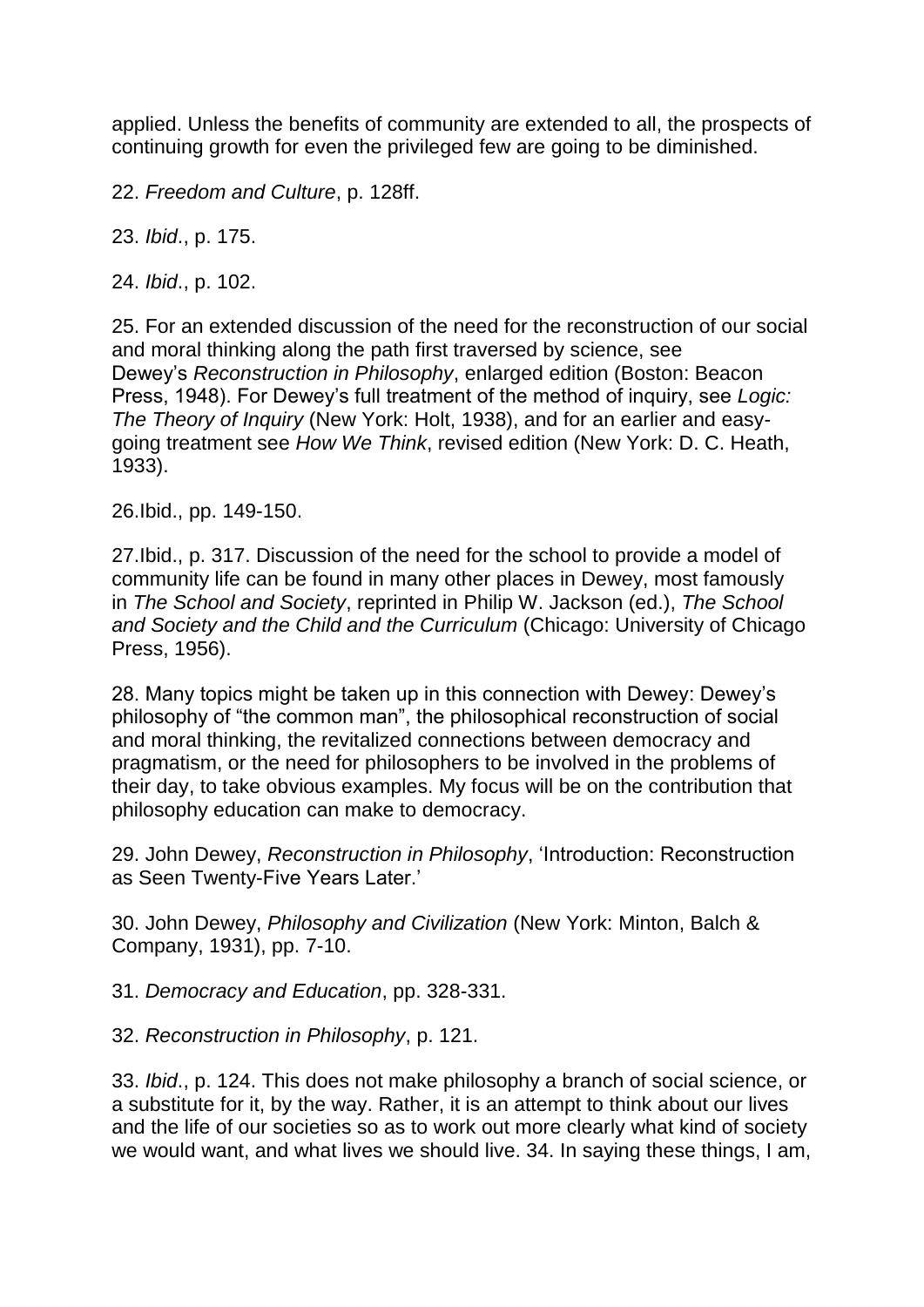applied. Unless the benefits of community are extended to all, the prospects of continuing growth for even the privileged few are going to be diminished.

22. *Freedom and Culture*, p. 128ff.

23. *Ibid*., p. 175.

24. *Ibid*., p. 102.

25. For an extended discussion of the need for the reconstruction of our social and moral thinking along the path first traversed by science, see Dewey's *Reconstruction in Philosophy*, enlarged edition (Boston: Beacon Press, 1948). For Dewey's full treatment of the method of inquiry, see *Logic: The Theory of Inquiry* (New York: Holt, 1938), and for an earlier and easy-going treatment see *How We Think*, revised edition (New York: D. C. Heath, 1933).

26.Ibid., pp. 149-150.

27.Ibid., p. 317. Discussion of the need for the school to provide a model of community life can be found in many other places in Dewey, most famously in *The School and Society*, reprinted in Philip W. Jackson (ed.), *The School and Society and the Child and the Curriculum* (Chicago: University of Chicago Press, 1956).

28. Many topics might be taken up in this connection with Dewey: Dewey's philosophy of "the common man", the philosophical reconstruction of social and moral thinking, the revitalized connections between democracy and pragmatism, or the need for philosophers to be involved in the problems of their day, to take obvious examples. My focus will be on the contribution that philosophy education can make to democracy.

29. John Dewey, *Reconstruction in Philosophy*, 'Introduction: Reconstruction as Seen Twenty-Five Years Later.'

30. John Dewey, *Philosophy and Civilization* (New York: Minton, Balch & Company, 1931), pp. 7-10.

31. *Democracy and Education*, pp. 328-331.

32. *Reconstruction in Philosophy*, p. 121.

33. *Ibid*., p. 124. This does not make philosophy a branch of social science, or a substitute for it, by the way. Rather, it is an attempt to think about our lives and the life of our societies so as to work out more clearly what kind of society we would want, and what lives we should live. 34. In saying these things, I am,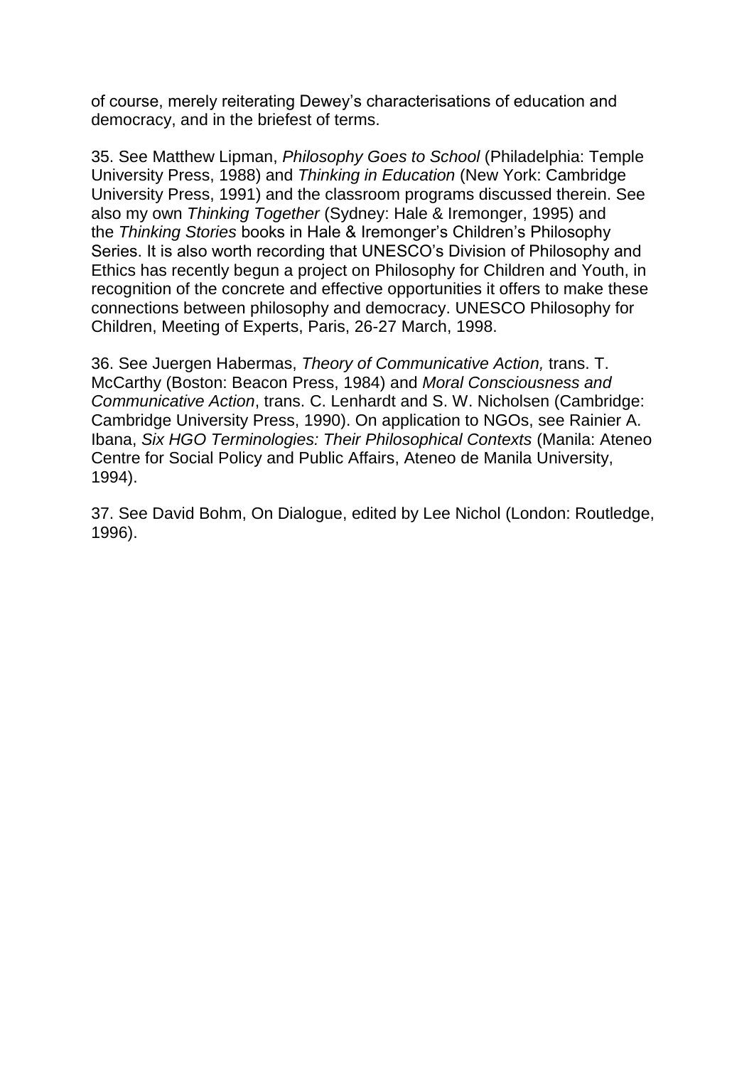of course, merely reiterating Dewey's characterisations of education and democracy, and in the briefest of terms.

35. See Matthew Lipman, *Philosophy Goes to School* (Philadelphia: Temple University Press, 1988) and *Thinking in Education* (New York: Cambridge University Press, 1991) and the classroom programs discussed therein. See also my own *Thinking Together* (Sydney: Hale & Iremonger, 1995) and the *Thinking Stories* books in Hale & Iremonger's Children's Philosophy Series. It is also worth recording that UNESCO's Division of Philosophy and Ethics has recently begun a project on Philosophy for Children and Youth, in recognition of the concrete and effective opportunities it offers to make these connections between philosophy and democracy. UNESCO Philosophy for Children, Meeting of Experts, Paris, 26-27 March, 1998.

36. See Juergen Habermas, *Theory of Communicative Action,* trans. T. McCarthy (Boston: Beacon Press, 1984) and *Moral Consciousness and Communicative Action*, trans. C. Lenhardt and S. W. Nicholsen (Cambridge: Cambridge University Press, 1990). On application to NGOs, see Rainier A. Ibana, *Six HGO Terminologies: Their Philosophical Contexts* (Manila: Ateneo Centre for Social Policy and Public Affairs, Ateneo de Manila University, 1994).

37. See David Bohm, On Dialogue, edited by Lee Nichol (London: Routledge, 1996).